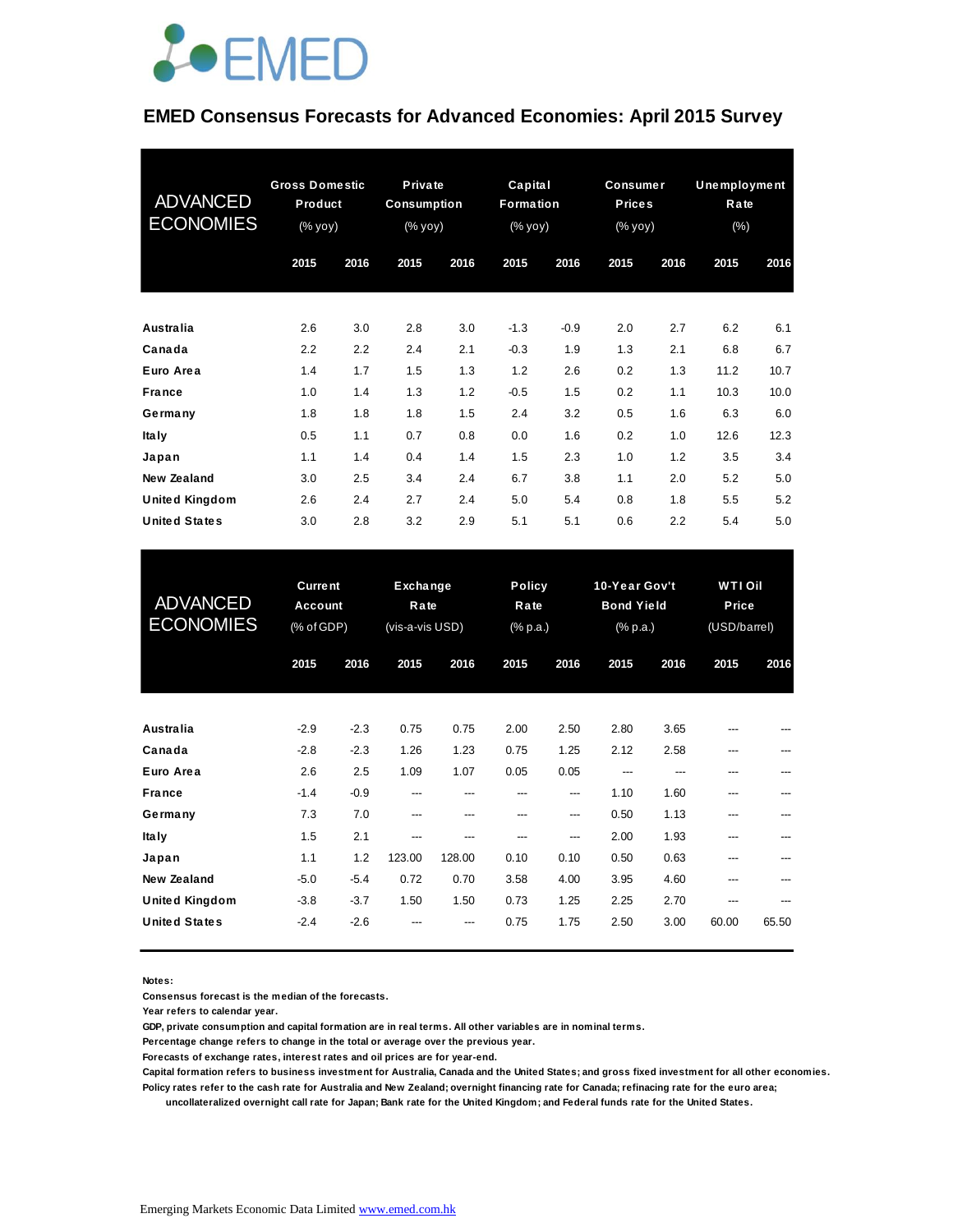# EMED Consensus Forecasts for Advanced Economies: April 2015 Survey

| ADVANCED ECONOMIES | Gross Domestic Product (% yoy) | | Private Consumption (% yoy) | | Capital Formation (% yoy) | | Consumer Prices (% yoy) | | Unemployment Rate (%) | |
|---|---|---|---|---|---|---|---|---|---|---|
| | 2015 | 2016 | 2015 | 2016 | 2015 | 2016 | 2015 | 2016 | 2015 | 2016 |
| **Australia** | 2.6 | 3.0 | 2.8 | 3.0 | -1.3 | -0.9 | 2.0 | 2.7 | 6.2 | 6.1 |
| **Canada** | 2.2 | 2.2 | 2.4 | 2.1 | -0.3 | 1.9 | 1.3 | 2.1 | 6.8 | 6.7 |
| **Euro Area** | 1.4 | 1.7 | 1.5 | 1.3 | 1.2 | 2.6 | 0.2 | 1.3 | 11.2 | 10.7 |
| **France** | 1.0 | 1.4 | 1.3 | 1.2 | -0.5 | 1.5 | 0.2 | 1.1 | 10.3 | 10.0 |
| **Germany** | 1.8 | 1.8 | 1.8 | 1.5 | 2.4 | 3.2 | 0.5 | 1.6 | 6.3 | 6.0 |
| **Italy** | 0.5 | 1.1 | 0.7 | 0.8 | 0.0 | 1.6 | 0.2 | 1.0 | 12.6 | 12.3 |
| **Japan** | 1.1 | 1.4 | 0.4 | 1.4 | 1.5 | 2.3 | 1.0 | 1.2 | 3.5 | 3.4 |
| **New Zealand** | 3.0 | 2.5 | 3.4 | 2.4 | 6.7 | 3.8 | 1.1 | 2.0 | 5.2 | 5.0 |
| **United Kingdom** | 2.6 | 2.4 | 2.7 | 2.4 | 5.0 | 5.4 | 0.8 | 1.8 | 5.5 | 5.2 |
| **United States** | 3.0 | 2.8 | 3.2 | 2.9 | 5.1 | 5.1 | 0.6 | 2.2 | 5.4 | 5.0 |

| ADVANCED ECONOMIES | Current Account (% of GDP) | | Exchange Rate (vis-a-vis USD) | | Policy Rate (% p.a.) | | 10-Year Gov't Bond Yield (% p.a.) | | WTI Oil Price (USD/barrel) | |
|---|---|---|---|---|---|---|---|---|---|---|
| | 2015 | 2016 | 2015 | 2016 | 2015 | 2016 | 2015 | 2016 | 2015 | 2016 |
| **Australia** | -2.9 | -2.3 | 0.75 | 0.75 | 2.00 | 2.50 | 2.80 | 3.65 | --- | --- |
| **Canada** | -2.8 | -2.3 | 1.26 | 1.23 | 0.75 | 1.25 | 2.12 | 2.58 | --- | --- |
| **Euro Area** | 2.6 | 2.5 | 1.09 | 1.07 | 0.05 | 0.05 | --- | --- | --- | --- |
| **France** | -1.4 | -0.9 | --- | --- | --- | --- | 1.10 | 1.60 | --- | --- |
| **Germany** | 7.3 | 7.0 | --- | --- | --- | --- | 0.50 | 1.13 | --- | --- |
| **Italy** | 1.5 | 2.1 | --- | --- | --- | --- | 2.00 | 1.93 | --- | --- |
| **Japan** | 1.1 | 1.2 | 123.00 | 128.00 | 0.10 | 0.10 | 0.50 | 0.63 | --- | --- |
| **New Zealand** | -5.0 | -5.4 | 0.72 | 0.70 | 3.58 | 4.00 | 3.95 | 4.60 | --- | --- |
| **United Kingdom** | -3.8 | -3.7 | 1.50 | 1.50 | 0.73 | 1.25 | 2.25 | 2.70 | --- | --- |
| **United States** | -2.4 | -2.6 | --- | --- | 0.75 | 1.75 | 2.50 | 3.00 | 60.00 | 65.50 |

**Notes:**

**Consensus forecast is the median of the forecasts.**

**Year refers to calendar year.**

**GDP, private consumption and capital formation are in real terms. All other variables are in nominal terms.**

**Percentage change refers to change in the total or average over the previous year.**

**Forecasts of exchange rates, interest rates and oil prices are for year-end.**

**Capital formation refers to business investment for Australia, Canada and the United States; and gross fixed investment for all other economies.**

**Policy rates refer to the cash rate for Australia and New Zealand; overnight financing rate for Canada; refinacing rate for the euro area; uncollateralized overnight call rate for Japan; Bank rate for the United Kingdom; and Federal funds rate for the United States.**

Emerging Markets Economic Data Limited www.emed.com.hk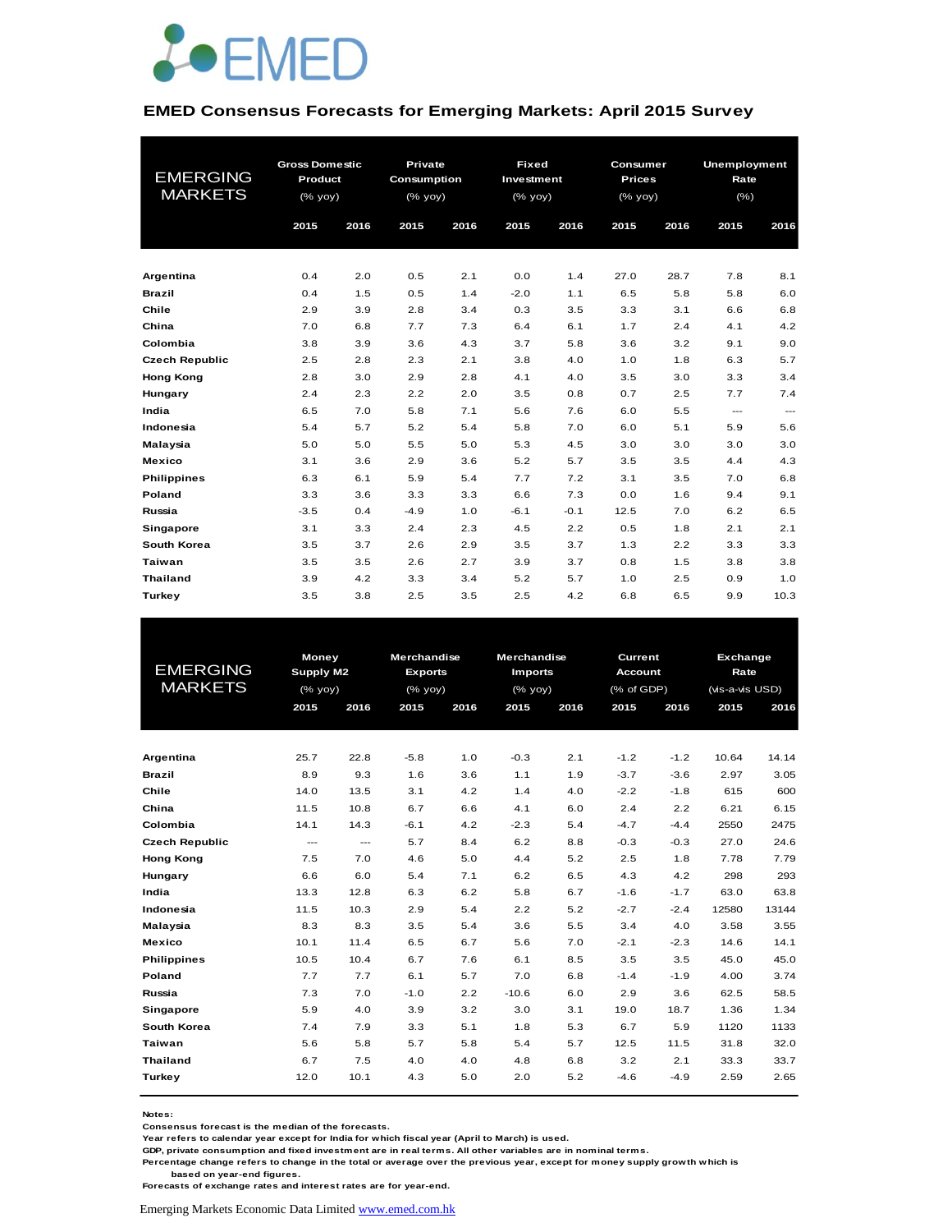EMED

## EMED Consensus Forecasts for Emerging Markets: April 2015 Survey

| EMERGING MARKETS | Gross Domestic Product (% yoy) | | Private Consumption (% yoy) | | Fixed Investment (% yoy) | | Consumer Prices (% yoy) | | Unemployment Rate (%) | |
|---|---|---|---|---|---|---|---|---|---|---|
| | 2015 | 2016 | 2015 | 2016 | 2015 | 2016 | 2015 | 2016 | 2015 | 2016 |
| **Argentina** | 0.4 | 2.0 | 0.5 | 2.1 | 0.0 | 1.4 | 27.0 | 28.7 | 7.8 | 8.1 |
| **Brazil** | 0.4 | 1.5 | 0.5 | 1.4 | -2.0 | 1.1 | 6.5 | 5.8 | 5.8 | 6.0 |
| **Chile** | 2.9 | 3.9 | 2.8 | 3.4 | 0.3 | 3.5 | 3.3 | 3.1 | 6.6 | 6.8 |
| **China** | 7.0 | 6.8 | 7.7 | 7.3 | 6.4 | 6.1 | 1.7 | 2.4 | 4.1 | 4.2 |
| **Colombia** | 3.8 | 3.9 | 3.6 | 4.3 | 3.7 | 5.8 | 3.6 | 3.2 | 9.1 | 9.0 |
| **Czech Republic** | 2.5 | 2.8 | 2.3 | 2.1 | 3.8 | 4.0 | 1.0 | 1.8 | 6.3 | 5.7 |
| **Hong Kong** | 2.8 | 3.0 | 2.9 | 2.8 | 4.1 | 4.0 | 3.5 | 3.0 | 3.3 | 3.4 |
| **Hungary** | 2.4 | 2.3 | 2.2 | 2.0 | 3.5 | 0.8 | 0.7 | 2.5 | 7.7 | 7.4 |
| **India** | 6.5 | 7.0 | 5.8 | 7.1 | 5.6 | 7.6 | 6.0 | 5.5 | --- | --- |
| **Indonesia** | 5.4 | 5.7 | 5.2 | 5.4 | 5.8 | 7.0 | 6.0 | 5.1 | 5.9 | 5.6 |
| **Malaysia** | 5.0 | 5.0 | 5.5 | 5.0 | 5.3 | 4.5 | 3.0 | 3.0 | 3.0 | 3.0 |
| **Mexico** | 3.1 | 3.6 | 2.9 | 3.6 | 5.2 | 5.7 | 3.5 | 3.5 | 4.4 | 4.3 |
| **Philippines** | 6.3 | 6.1 | 5.9 | 5.4 | 7.7 | 7.2 | 3.1 | 3.5 | 7.0 | 6.8 |
| **Poland** | 3.3 | 3.6 | 3.3 | 3.3 | 6.6 | 7.3 | 0.0 | 1.6 | 9.4 | 9.1 |
| **Russia** | -3.5 | 0.4 | -4.9 | 1.0 | -6.1 | -0.1 | 12.5 | 7.0 | 6.2 | 6.5 |
| **Singapore** | 3.1 | 3.3 | 2.4 | 2.3 | 4.5 | 2.2 | 0.5 | 1.8 | 2.1 | 2.1 |
| **South Korea** | 3.5 | 3.7 | 2.6 | 2.9 | 3.5 | 3.7 | 1.3 | 2.2 | 3.3 | 3.3 |
| **Taiwan** | 3.5 | 3.5 | 2.6 | 2.7 | 3.9 | 3.7 | 0.8 | 1.5 | 3.8 | 3.8 |
| **Thailand** | 3.9 | 4.2 | 3.3 | 3.4 | 5.2 | 5.7 | 1.0 | 2.5 | 0.9 | 1.0 |
| **Turkey** | 3.5 | 3.8 | 2.5 | 3.5 | 2.5 | 4.2 | 6.8 | 6.5 | 9.9 | 10.3 |

| EMERGING MARKETS | Money Supply M2 (% yoy) | | Merchandise Exports (% yoy) | | Merchandise Imports (% yoy) | | Current Account (% of GDP) | | Exchange Rate (vis-a-vis USD) | |
|---|---|---|---|---|---|---|---|---|---|---|
| | 2015 | 2016 | 2015 | 2016 | 2015 | 2016 | 2015 | 2016 | 2015 | 2016 |
| **Argentina** | 25.7 | 22.8 | -5.8 | 1.0 | -0.3 | 2.1 | -1.2 | -1.2 | 10.64 | 14.14 |
| **Brazil** | 8.9 | 9.3 | 1.6 | 3.6 | 1.1 | 1.9 | -3.7 | -3.6 | 2.97 | 3.05 |
| **Chile** | 14.0 | 13.5 | 3.1 | 4.2 | 1.4 | 4.0 | -2.2 | -1.8 | 615 | 600 |
| **China** | 11.5 | 10.8 | 6.7 | 6.6 | 4.1 | 6.0 | 2.4 | 2.2 | 6.21 | 6.15 |
| **Colombia** | 14.1 | 14.3 | -6.1 | 4.2 | -2.3 | 5.4 | -4.7 | -4.4 | 2550 | 2475 |
| **Czech Republic** | --- | --- | 5.7 | 8.4 | 6.2 | 8.8 | -0.3 | -0.3 | 27.0 | 24.6 |
| **Hong Kong** | 7.5 | 7.0 | 4.6 | 5.0 | 4.4 | 5.2 | 2.5 | 1.8 | 7.78 | 7.79 |
| **Hungary** | 6.6 | 6.0 | 5.4 | 7.1 | 6.2 | 6.5 | 4.3 | 4.2 | 298 | 293 |
| **India** | 13.3 | 12.8 | 6.3 | 6.2 | 5.8 | 6.7 | -1.6 | -1.7 | 63.0 | 63.8 |
| **Indonesia** | 11.5 | 10.3 | 2.9 | 5.4 | 2.2 | 5.2 | -2.7 | -2.4 | 12580 | 13144 |
| **Malaysia** | 8.3 | 8.3 | 3.5 | 5.4 | 3.6 | 5.5 | 3.4 | 4.0 | 3.58 | 3.55 |
| **Mexico** | 10.1 | 11.4 | 6.5 | 6.7 | 5.6 | 7.0 | -2.1 | -2.3 | 14.6 | 14.1 |
| **Philippines** | 10.5 | 10.4 | 6.7 | 7.6 | 6.1 | 8.5 | 3.5 | 3.5 | 45.0 | 45.0 |
| **Poland** | 7.7 | 7.7 | 6.1 | 5.7 | 7.0 | 6.8 | -1.4 | -1.9 | 4.00 | 3.74 |
| **Russia** | 7.3 | 7.0 | -1.0 | 2.2 | -10.6 | 6.0 | 2.9 | 3.6 | 62.5 | 58.5 |
| **Singapore** | 5.9 | 4.0 | 3.9 | 3.2 | 3.0 | 3.1 | 19.0 | 18.7 | 1.36 | 1.34 |
| **South Korea** | 7.4 | 7.9 | 3.3 | 5.1 | 1.8 | 5.3 | 6.7 | 5.9 | 1120 | 1133 |
| **Taiwan** | 5.6 | 5.8 | 5.7 | 5.8 | 5.4 | 5.7 | 12.5 | 11.5 | 31.8 | 32.0 |
| **Thailand** | 6.7 | 7.5 | 4.0 | 4.0 | 4.8 | 6.8 | 3.2 | 2.1 | 33.3 | 33.7 |
| **Turkey** | 12.0 | 10.1 | 4.3 | 5.0 | 2.0 | 5.2 | -4.6 | -4.9 | 2.59 | 2.65 |

**Notes:**
**Consensus forecast is the median of the forecasts.**
**Year refers to calendar year except for India for which fiscal year (April to March) is used.**
**GDP, private consumption and fixed investment are in real terms. All other variables are in nominal terms.**
**Percentage change refers to change in the total or average over the previous year, except for money supply growth which is based on year-end figures.**
**Forecasts of exchange rates and interest rates are for year-end.**

Emerging Markets Economic Data Limited [www.emed.com.hk](http://www.emed.com.hk)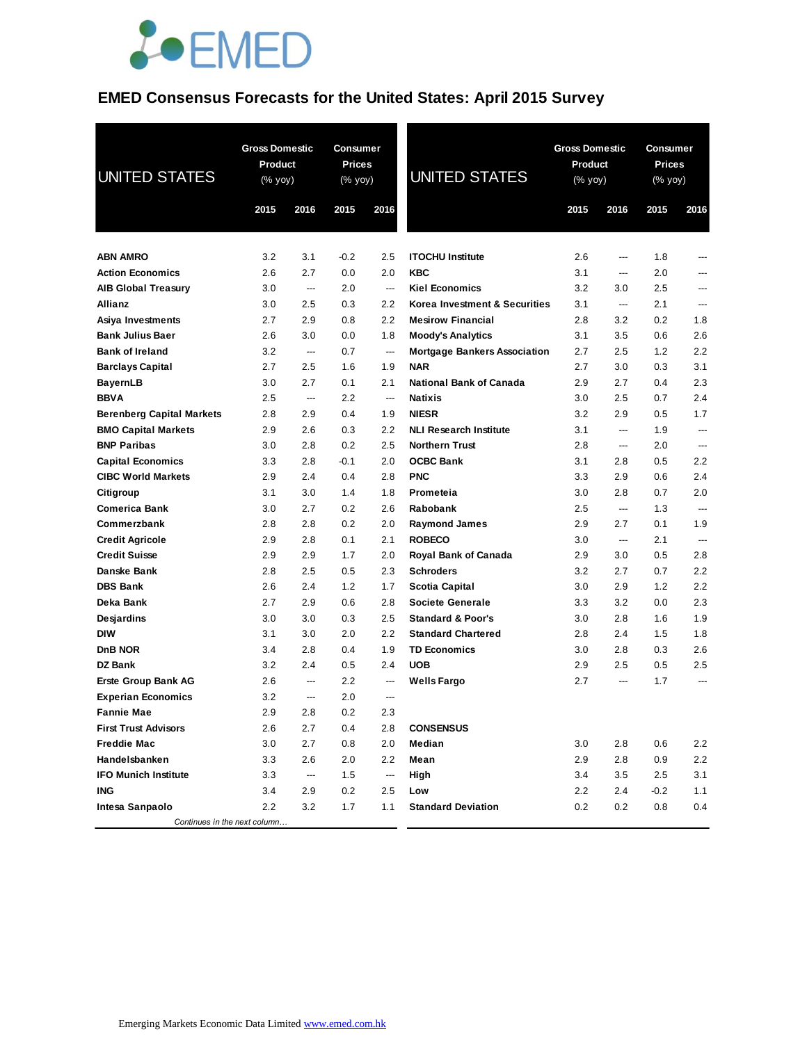# EMED Consensus Forecasts for the United States: April 2015 Survey

| UNITED STATES | Gross Domestic Product (% yoy) | | Consumer Prices (% yoy) | |
|---|---|---|---|---|
| | 2015 | 2016 | 2015 | 2016 |
| **ABN AMRO** | 3.2 | 3.1 | -0.2 | 2.5 |
| **Action Economics** | 2.6 | 2.7 | 0.0 | 2.0 |
| **AIB Global Treasury** | 3.0 | --- | 2.0 | --- |
| **Allianz** | 3.0 | 2.5 | 0.3 | 2.2 |
| **Asiya Investments** | 2.7 | 2.9 | 0.8 | 2.2 |
| **Bank Julius Baer** | 2.6 | 3.0 | 0.0 | 1.8 |
| **Bank of Ireland** | 3.2 | --- | 0.7 | --- |
| **Barclays Capital** | 2.7 | 2.5 | 1.6 | 1.9 |
| **BayernLB** | 3.0 | 2.7 | 0.1 | 2.1 |
| **BBVA** | 2.5 | --- | 2.2 | --- |
| **Berenberg Capital Markets** | 2.8 | 2.9 | 0.4 | 1.9 |
| **BMO Capital Markets** | 2.9 | 2.6 | 0.3 | 2.2 |
| **BNP Paribas** | 3.0 | 2.8 | 0.2 | 2.5 |
| **Capital Economics** | 3.3 | 2.8 | -0.1 | 2.0 |
| **CIBC World Markets** | 2.9 | 2.4 | 0.4 | 2.8 |
| **Citigroup** | 3.1 | 3.0 | 1.4 | 1.8 |
| **Comerica Bank** | 3.0 | 2.7 | 0.2 | 2.6 |
| **Commerzbank** | 2.8 | 2.8 | 0.2 | 2.0 |
| **Credit Agricole** | 2.9 | 2.8 | 0.1 | 2.1 |
| **Credit Suisse** | 2.9 | 2.9 | 1.7 | 2.0 |
| **Danske Bank** | 2.8 | 2.5 | 0.5 | 2.3 |
| **DBS Bank** | 2.6 | 2.4 | 1.2 | 1.7 |
| **Deka Bank** | 2.7 | 2.9 | 0.6 | 2.8 |
| **Desjardins** | 3.0 | 3.0 | 0.3 | 2.5 |
| **DIW** | 3.1 | 3.0 | 2.0 | 2.2 |
| **DnB NOR** | 3.4 | 2.8 | 0.4 | 1.9 |
| **DZ Bank** | 3.2 | 2.4 | 0.5 | 2.4 |
| **Erste Group Bank AG** | 2.6 | --- | 2.2 | --- |
| **Experian Economics** | 3.2 | --- | 2.0 | --- |
| **Fannie Mae** | 2.9 | 2.8 | 0.2 | 2.3 |
| **First Trust Advisors** | 2.6 | 2.7 | 0.4 | 2.8 |
| **Freddie Mac** | 3.0 | 2.7 | 0.8 | 2.0 |
| **Handelsbanken** | 3.3 | 2.6 | 2.0 | 2.2 |
| **IFO Munich Institute** | 3.3 | --- | 1.5 | --- |
| **ING** | 3.4 | 2.9 | 0.2 | 2.5 |
| **Intesa Sanpaolo** | 2.2 | 3.2 | 1.7 | 1.1 |
| **ITOCHU Institute** | 2.6 | --- | 1.8 | --- |
| **KBC** | 3.1 | --- | 2.0 | --- |
| **Kiel Economics** | 3.2 | 3.0 | 2.5 | --- |
| **Korea Investment & Securities** | 3.1 | --- | 2.1 | --- |
| **Mesirow Financial** | 2.8 | 3.2 | 0.2 | 1.8 |
| **Moody's Analytics** | 3.1 | 3.5 | 0.6 | 2.6 |
| **Mortgage Bankers Association** | 2.7 | 2.5 | 1.2 | 2.2 |
| **NAR** | 2.7 | 3.0 | 0.3 | 3.1 |
| **National Bank of Canada** | 2.9 | 2.7 | 0.4 | 2.3 |
| **Natixis** | 3.0 | 2.5 | 0.7 | 2.4 |
| **NIESR** | 3.2 | 2.9 | 0.5 | 1.7 |
| **NLI Research Institute** | 3.1 | --- | 1.9 | --- |
| **Northern Trust** | 2.8 | --- | 2.0 | --- |
| **OCBC Bank** | 3.1 | 2.8 | 0.5 | 2.2 |
| **PNC** | 3.3 | 2.9 | 0.6 | 2.4 |
| **Prometeia** | 3.0 | 2.8 | 0.7 | 2.0 |
| **Rabobank** | 2.5 | --- | 1.3 | --- |
| **Raymond James** | 2.9 | 2.7 | 0.1 | 1.9 |
| **ROBECO** | 3.0 | --- | 2.1 | --- |
| **Royal Bank of Canada** | 2.9 | 3.0 | 0.5 | 2.8 |
| **Schroders** | 3.2 | 2.7 | 0.7 | 2.2 |
| **Scotia Capital** | 3.0 | 2.9 | 1.2 | 2.2 |
| **Societe Generale** | 3.3 | 3.2 | 0.0 | 2.3 |
| **Standard & Poor's** | 3.0 | 2.8 | 1.6 | 1.9 |
| **Standard Chartered** | 2.8 | 2.4 | 1.5 | 1.8 |
| **TD Economics** | 3.0 | 2.8 | 0.3 | 2.6 |
| **UOB** | 2.9 | 2.5 | 0.5 | 2.5 |
| **Wells Fargo** | 2.7 | --- | 1.7 | --- |
| **CONSENSUS** | | | | |
| **Median** | 3.0 | 2.8 | 0.6 | 2.2 |
| **Mean** | 2.9 | 2.8 | 0.9 | 2.2 |
| **High** | 3.4 | 3.5 | 2.5 | 3.1 |
| **Low** | 2.2 | 2.4 | -0.2 | 1.1 |
| **Standard Deviation** | 0.2 | 0.2 | 0.8 | 0.4 |

*Continues in the next column…*

Emerging Markets Economic Data Limited www.emed.com.hk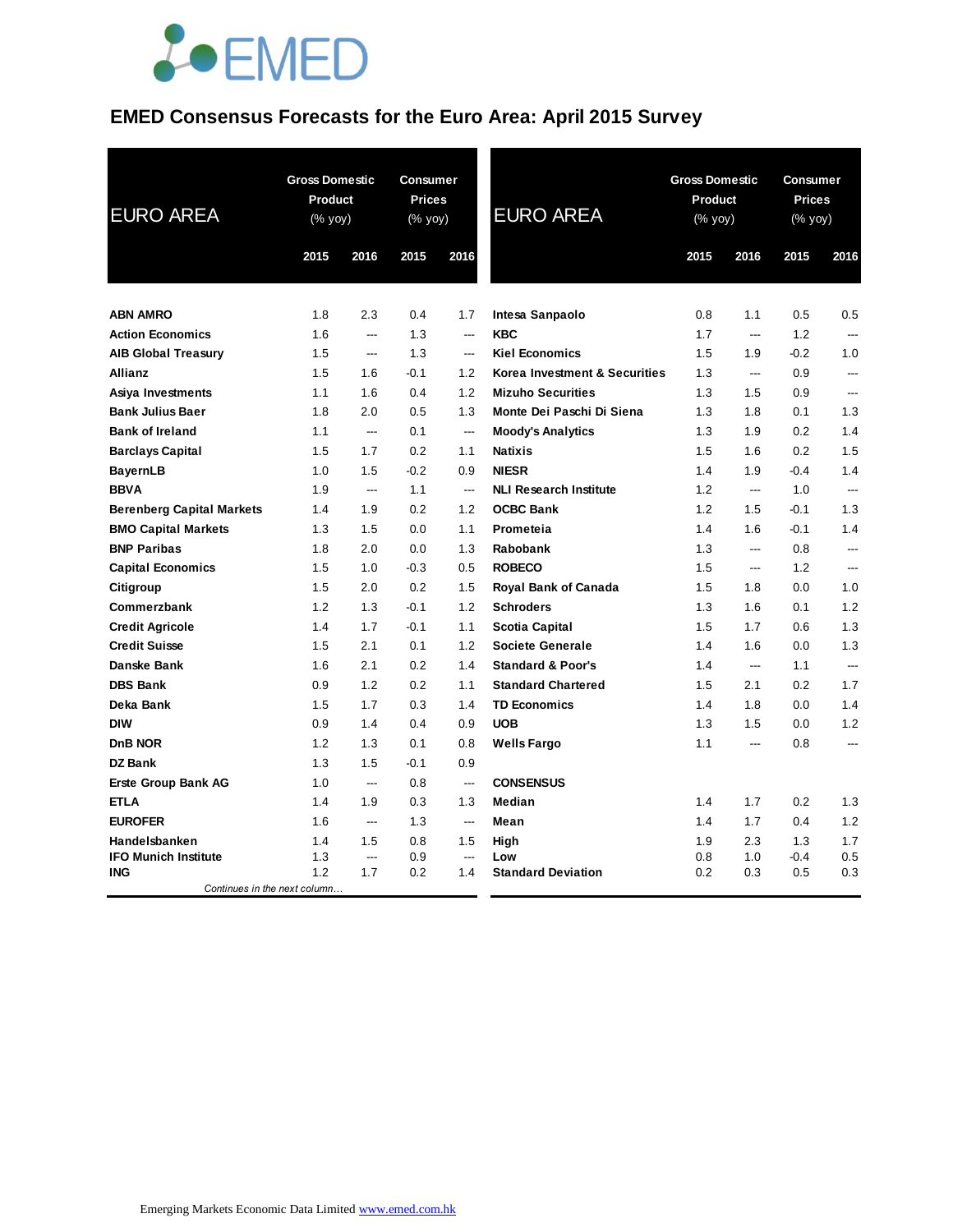# EMED Consensus Forecasts for the Euro Area: April 2015 Survey

| EURO AREA | Gross Domestic Product (% yoy) | | Consumer Prices (% yoy) | |
|---|---|---|---|---|
| | 2015 | 2016 | 2015 | 2016 |
| **ABN AMRO** | 1.8 | 2.3 | 0.4 | 1.7 |
| **Action Economics** | 1.6 | --- | 1.3 | --- |
| **AIB Global Treasury** | 1.5 | --- | 1.3 | --- |
| **Allianz** | 1.5 | 1.6 | -0.1 | 1.2 |
| **Asiya Investments** | 1.1 | 1.6 | 0.4 | 1.2 |
| **Bank Julius Baer** | 1.8 | 2.0 | 0.5 | 1.3 |
| **Bank of Ireland** | 1.1 | --- | 0.1 | --- |
| **Barclays Capital** | 1.5 | 1.7 | 0.2 | 1.1 |
| **BayernLB** | 1.0 | 1.5 | -0.2 | 0.9 |
| **BBVA** | 1.9 | --- | 1.1 | --- |
| **Berenberg Capital Markets** | 1.4 | 1.9 | 0.2 | 1.2 |
| **BMO Capital Markets** | 1.3 | 1.5 | 0.0 | 1.1 |
| **BNP Paribas** | 1.8 | 2.0 | 0.0 | 1.3 |
| **Capital Economics** | 1.5 | 1.0 | -0.3 | 0.5 |
| **Citigroup** | 1.5 | 2.0 | 0.2 | 1.5 |
| **Commerzbank** | 1.2 | 1.3 | -0.1 | 1.2 |
| **Credit Agricole** | 1.4 | 1.7 | -0.1 | 1.1 |
| **Credit Suisse** | 1.5 | 2.1 | 0.1 | 1.2 |
| **Danske Bank** | 1.6 | 2.1 | 0.2 | 1.4 |
| **DBS Bank** | 0.9 | 1.2 | 0.2 | 1.1 |
| **Deka Bank** | 1.5 | 1.7 | 0.3 | 1.4 |
| **DIW** | 0.9 | 1.4 | 0.4 | 0.9 |
| **DnB NOR** | 1.2 | 1.3 | 0.1 | 0.8 |
| **DZ Bank** | 1.3 | 1.5 | -0.1 | 0.9 |
| **Erste Group Bank AG** | 1.0 | --- | 0.8 | --- |
| **ETLA** | 1.4 | 1.9 | 0.3 | 1.3 |
| **EUROFER** | 1.6 | --- | 1.3 | --- |
| **Handelsbanken** | 1.4 | 1.5 | 0.8 | 1.5 |
| **IFO Munich Institute** | 1.3 | --- | 0.9 | --- |
| **ING** | 1.2 | 1.7 | 0.2 | 1.4 |
| **Intesa Sanpaolo** | 0.8 | 1.1 | 0.5 | 0.5 |
| **KBC** | 1.7 | --- | 1.2 | --- |
| **Kiel Economics** | 1.5 | 1.9 | -0.2 | 1.0 |
| **Korea Investment & Securities** | 1.3 | --- | 0.9 | --- |
| **Mizuho Securities** | 1.3 | 1.5 | 0.9 | --- |
| **Monte Dei Paschi Di Siena** | 1.3 | 1.8 | 0.1 | 1.3 |
| **Moody's Analytics** | 1.3 | 1.9 | 0.2 | 1.4 |
| **Natixis** | 1.5 | 1.6 | 0.2 | 1.5 |
| **NIESR** | 1.4 | 1.9 | -0.4 | 1.4 |
| **NLI Research Institute** | 1.2 | --- | 1.0 | --- |
| **OCBC Bank** | 1.2 | 1.5 | -0.1 | 1.3 |
| **Prometeia** | 1.4 | 1.6 | -0.1 | 1.4 |
| **Rabobank** | 1.3 | --- | 0.8 | --- |
| **ROBECO** | 1.5 | --- | 1.2 | --- |
| **Royal Bank of Canada** | 1.5 | 1.8 | 0.0 | 1.0 |
| **Schroders** | 1.3 | 1.6 | 0.1 | 1.2 |
| **Scotia Capital** | 1.5 | 1.7 | 0.6 | 1.3 |
| **Societe Generale** | 1.4 | 1.6 | 0.0 | 1.3 |
| **Standard & Poor's** | 1.4 | --- | 1.1 | --- |
| **Standard Chartered** | 1.5 | 2.1 | 0.2 | 1.7 |
| **TD Economics** | 1.4 | 1.8 | 0.0 | 1.4 |
| **UOB** | 1.3 | 1.5 | 0.0 | 1.2 |
| **Wells Fargo** | 1.1 | --- | 0.8 | --- |
| **CONSENSUS** | | | | |
| **Median** | 1.4 | 1.7 | 0.2 | 1.3 |
| **Mean** | 1.4 | 1.7 | 0.4 | 1.2 |
| **High** | 1.9 | 2.3 | 1.3 | 1.7 |
| **Low** | 0.8 | 1.0 | -0.4 | 0.5 |
| **Standard Deviation** | 0.2 | 0.3 | 0.5 | 0.3 |

Emerging Markets Economic Data Limited www.emed.com.hk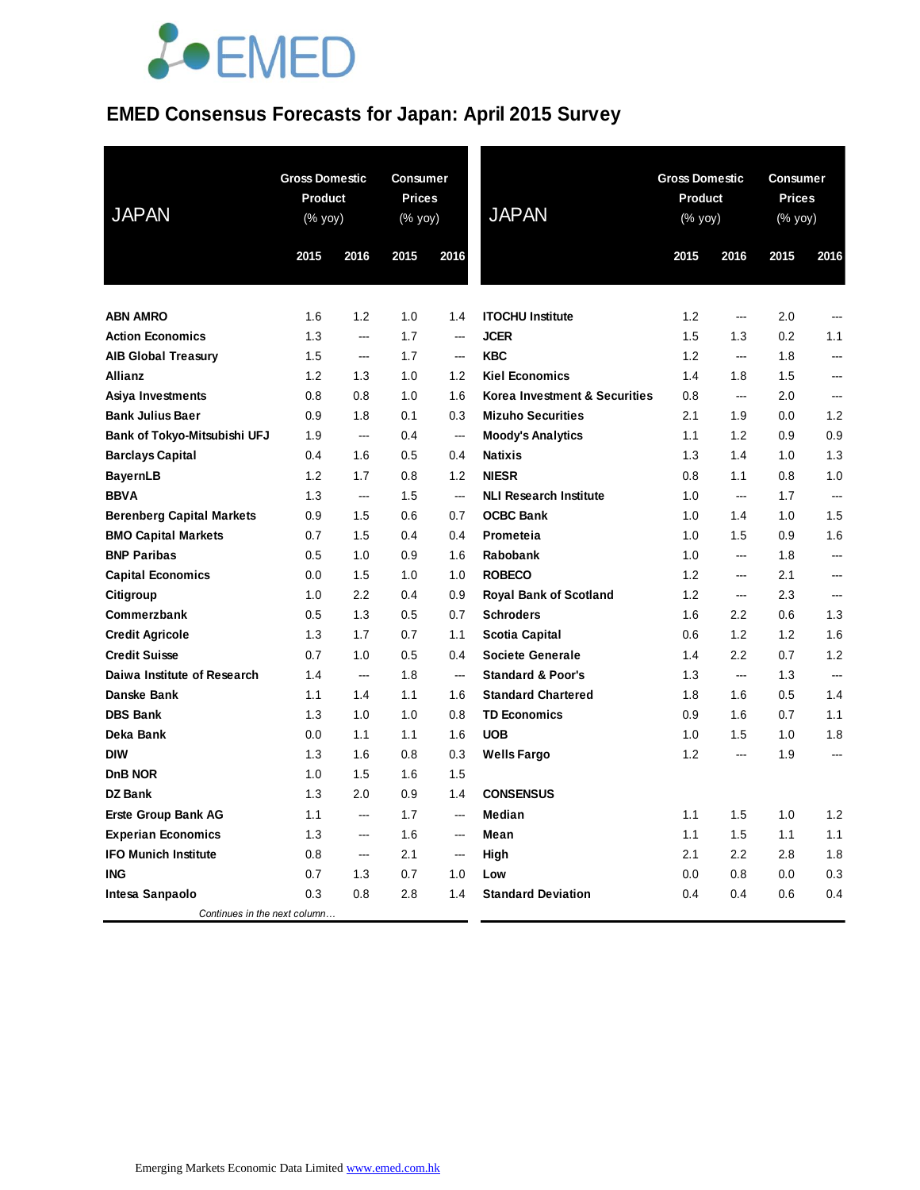# EMED Consensus Forecasts for Japan: April 2015 Survey

| JAPAN | Gross Domestic Product (% yoy) | | Consumer Prices (% yoy) | |
|---|---|---|---|---|
| | 2015 | 2016 | 2015 | 2016 |
| **ABN AMRO** | 1.6 | 1.2 | 1.0 | 1.4 |
| **Action Economics** | 1.3 | --- | 1.7 | --- |
| **AIB Global Treasury** | 1.5 | --- | 1.7 | --- |
| **Allianz** | 1.2 | 1.3 | 1.0 | 1.2 |
| **Asiya Investments** | 0.8 | 0.8 | 1.0 | 1.6 |
| **Bank Julius Baer** | 0.9 | 1.8 | 0.1 | 0.3 |
| **Bank of Tokyo-Mitsubishi UFJ** | 1.9 | --- | 0.4 | --- |
| **Barclays Capital** | 0.4 | 1.6 | 0.5 | 0.4 |
| **BayernLB** | 1.2 | 1.7 | 0.8 | 1.2 |
| **BBVA** | 1.3 | --- | 1.5 | --- |
| **Berenberg Capital Markets** | 0.9 | 1.5 | 0.6 | 0.7 |
| **BMO Capital Markets** | 0.7 | 1.5 | 0.4 | 0.4 |
| **BNP Paribas** | 0.5 | 1.0 | 0.9 | 1.6 |
| **Capital Economics** | 0.0 | 1.5 | 1.0 | 1.0 |
| **Citigroup** | 1.0 | 2.2 | 0.4 | 0.9 |
| **Commerzbank** | 0.5 | 1.3 | 0.5 | 0.7 |
| **Credit Agricole** | 1.3 | 1.7 | 0.7 | 1.1 |
| **Credit Suisse** | 0.7 | 1.0 | 0.5 | 0.4 |
| **Daiwa Institute of Research** | 1.4 | --- | 1.8 | --- |
| **Danske Bank** | 1.1 | 1.4 | 1.1 | 1.6 |
| **DBS Bank** | 1.3 | 1.0 | 1.0 | 0.8 |
| **Deka Bank** | 0.0 | 1.1 | 1.1 | 1.6 |
| **DIW** | 1.3 | 1.6 | 0.8 | 0.3 |
| **DnB NOR** | 1.0 | 1.5 | 1.6 | 1.5 |
| **DZ Bank** | 1.3 | 2.0 | 0.9 | 1.4 |
| **Erste Group Bank AG** | 1.1 | --- | 1.7 | --- |
| **Experian Economics** | 1.3 | --- | 1.6 | --- |
| **IFO Munich Institute** | 0.8 | --- | 2.1 | --- |
| **ING** | 0.7 | 1.3 | 0.7 | 1.0 |
| **Intesa Sanpaolo** | 0.3 | 0.8 | 2.8 | 1.4 |
| **ITOCHU Institute** | 1.2 | --- | 2.0 | --- |
| **JCER** | 1.5 | 1.3 | 0.2 | 1.1 |
| **KBC** | 1.2 | --- | 1.8 | --- |
| **Kiel Economics** | 1.4 | 1.8 | 1.5 | --- |
| **Korea Investment & Securities** | 0.8 | --- | 2.0 | --- |
| **Mizuho Securities** | 2.1 | 1.9 | 0.0 | 1.2 |
| **Moody's Analytics** | 1.1 | 1.2 | 0.9 | 0.9 |
| **Natixis** | 1.3 | 1.4 | 1.0 | 1.3 |
| **NIESR** | 0.8 | 1.1 | 0.8 | 1.0 |
| **NLI Research Institute** | 1.0 | --- | 1.7 | --- |
| **OCBC Bank** | 1.0 | 1.4 | 1.0 | 1.5 |
| **Prometeia** | 1.0 | 1.5 | 0.9 | 1.6 |
| **Rabobank** | 1.0 | --- | 1.8 | --- |
| **ROBECO** | 1.2 | --- | 2.1 | --- |
| **Royal Bank of Scotland** | 1.2 | --- | 2.3 | --- |
| **Schroders** | 1.6 | 2.2 | 0.6 | 1.3 |
| **Scotia Capital** | 0.6 | 1.2 | 1.2 | 1.6 |
| **Societe Generale** | 1.4 | 2.2 | 0.7 | 1.2 |
| **Standard & Poor's** | 1.3 | --- | 1.3 | --- |
| **Standard Chartered** | 1.8 | 1.6 | 0.5 | 1.4 |
| **TD Economics** | 0.9 | 1.6 | 0.7 | 1.1 |
| **UOB** | 1.0 | 1.5 | 1.0 | 1.8 |
| **Wells Fargo** | 1.2 | --- | 1.9 | --- |
| **CONSENSUS** | | | | |
| **Median** | 1.1 | 1.5 | 1.0 | 1.2 |
| **Mean** | 1.1 | 1.5 | 1.1 | 1.1 |
| **High** | 2.1 | 2.2 | 2.8 | 1.8 |
| **Low** | 0.0 | 0.8 | 0.0 | 0.3 |
| **Standard Deviation** | 0.4 | 0.4 | 0.6 | 0.4 |

Emerging Markets Economic Data Limited www.emed.com.hk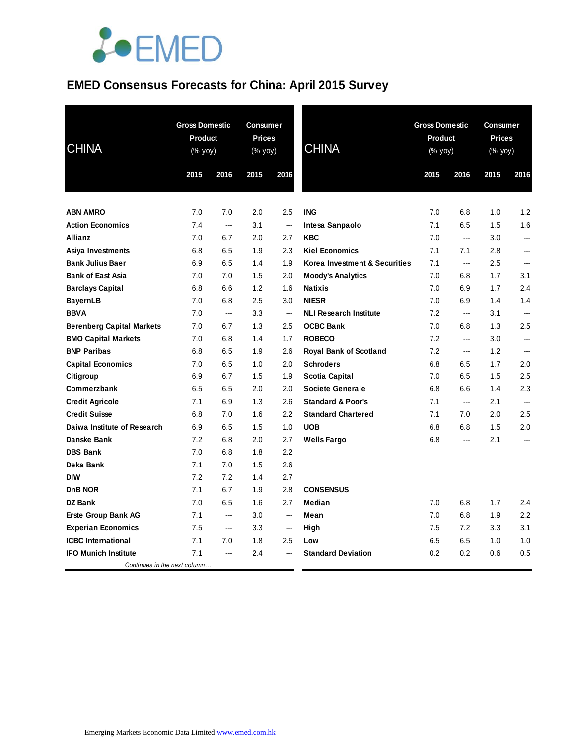# EMED Consensus Forecasts for China: April 2015 Survey

| CHINA | Gross Domestic Product (% yoy) | | Consumer Prices (% yoy) | |
|---|---|---|---|---|
| | 2015 | 2016 | 2015 | 2016 |
| **ABN AMRO** | 7.0 | 7.0 | 2.0 | 2.5 |
| **Action Economics** | 7.4 | --- | 3.1 | --- |
| **Allianz** | 7.0 | 6.7 | 2.0 | 2.7 |
| **Asiya Investments** | 6.8 | 6.5 | 1.9 | 2.3 |
| **Bank Julius Baer** | 6.9 | 6.5 | 1.4 | 1.9 |
| **Bank of East Asia** | 7.0 | 7.0 | 1.5 | 2.0 |
| **Barclays Capital** | 6.8 | 6.6 | 1.2 | 1.6 |
| **BayernLB** | 7.0 | 6.8 | 2.5 | 3.0 |
| **BBVA** | 7.0 | --- | 3.3 | --- |
| **Berenberg Capital Markets** | 7.0 | 6.7 | 1.3 | 2.5 |
| **BMO Capital Markets** | 7.0 | 6.8 | 1.4 | 1.7 |
| **BNP Paribas** | 6.8 | 6.5 | 1.9 | 2.6 |
| **Capital Economics** | 7.0 | 6.5 | 1.0 | 2.0 |
| **Citigroup** | 6.9 | 6.7 | 1.5 | 1.9 |
| **Commerzbank** | 6.5 | 6.5 | 2.0 | 2.0 |
| **Credit Agricole** | 7.1 | 6.9 | 1.3 | 2.6 |
| **Credit Suisse** | 6.8 | 7.0 | 1.6 | 2.2 |
| **Daiwa Institute of Research** | 6.9 | 6.5 | 1.5 | 1.0 |
| **Danske Bank** | 7.2 | 6.8 | 2.0 | 2.7 |
| **DBS Bank** | 7.0 | 6.8 | 1.8 | 2.2 |
| **Deka Bank** | 7.1 | 7.0 | 1.5 | 2.6 |
| **DIW** | 7.2 | 7.2 | 1.4 | 2.7 |
| **DnB NOR** | 7.1 | 6.7 | 1.9 | 2.8 |
| **DZ Bank** | 7.0 | 6.5 | 1.6 | 2.7 |
| **Erste Group Bank AG** | 7.1 | --- | 3.0 | --- |
| **Experian Economics** | 7.5 | --- | 3.3 | --- |
| **ICBC International** | 7.1 | 7.0 | 1.8 | 2.5 |
| **IFO Munich Institute** | 7.1 | --- | 2.4 | --- |
| **ING** | 7.0 | 6.8 | 1.0 | 1.2 |
| **Intesa Sanpaolo** | 7.1 | 6.5 | 1.5 | 1.6 |
| **KBC** | 7.0 | --- | 3.0 | --- |
| **Kiel Economics** | 7.1 | 7.1 | 2.8 | --- |
| **Korea Investment & Securities** | 7.1 | --- | 2.5 | --- |
| **Moody's Analytics** | 7.0 | 6.8 | 1.7 | 3.1 |
| **Natixis** | 7.0 | 6.9 | 1.7 | 2.4 |
| **NIESR** | 7.0 | 6.9 | 1.4 | 1.4 |
| **NLI Research Institute** | 7.2 | --- | 3.1 | --- |
| **OCBC Bank** | 7.0 | 6.8 | 1.3 | 2.5 |
| **ROBECO** | 7.2 | --- | 3.0 | --- |
| **Royal Bank of Scotland** | 7.2 | --- | 1.2 | --- |
| **Schroders** | 6.8 | 6.5 | 1.7 | 2.0 |
| **Scotia Capital** | 7.0 | 6.5 | 1.5 | 2.5 |
| **Societe Generale** | 6.8 | 6.6 | 1.4 | 2.3 |
| **Standard & Poor's** | 7.1 | --- | 2.1 | --- |
| **Standard Chartered** | 7.1 | 7.0 | 2.0 | 2.5 |
| **UOB** | 6.8 | 6.8 | 1.5 | 2.0 |
| **Wells Fargo** | 6.8 | --- | 2.1 | --- |
| **CONSENSUS** | | | | |
| **Median** | 7.0 | 6.8 | 1.7 | 2.4 |
| **Mean** | 7.0 | 6.8 | 1.9 | 2.2 |
| **High** | 7.5 | 7.2 | 3.3 | 3.1 |
| **Low** | 6.5 | 6.5 | 1.0 | 1.0 |
| **Standard Deviation** | 0.2 | 0.2 | 0.6 | 0.5 |

Emerging Markets Economic Data Limited www.emed.com.hk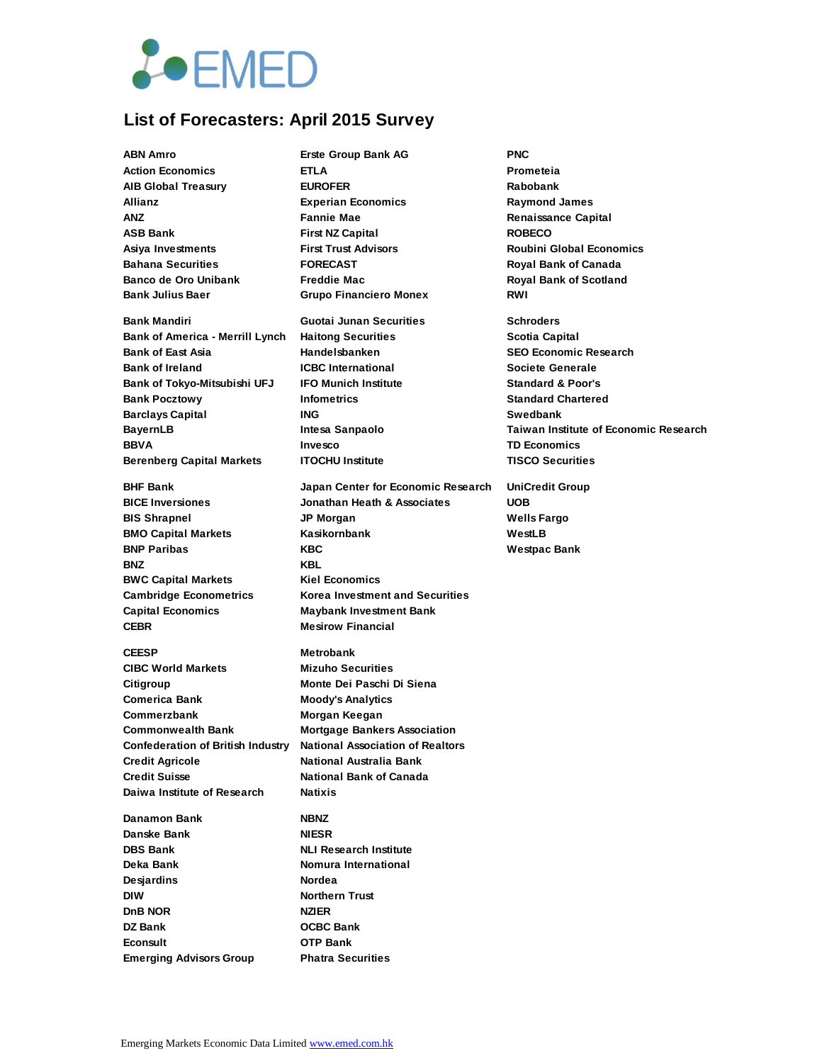EMED

## List of Forecasters: April 2015 Survey

ABN Amro
Action Economics
AIB Global Treasury
Allianz
ANZ
ASB Bank
Asiya Investments
Bahana Securities
Banco de Oro Unibank
Bank Julius Baer

Bank Mandiri
Bank of America - Merrill Lynch
Bank of East Asia
Bank of Ireland
Bank of Tokyo-Mitsubishi UFJ
Bank Pocztowy
Barclays Capital
BayernLB
BBVA
Berenberg Capital Markets

BHF Bank
BICE Inversiones
BIS Shrapnel
BMO Capital Markets
BNP Paribas
BNZ
BWC Capital Markets
Cambridge Econometrics
Capital Economics
CEBR

CEESP
CIBC World Markets
Citigroup
Comerica Bank
Commerzbank
Commonwealth Bank
Confederation of British Industry
Credit Agricole
Credit Suisse
Daiwa Institute of Research

Danamon Bank
Danske Bank
DBS Bank
Deka Bank
Desjardins
DIW
DnB NOR
DZ Bank
Econsult
Emerging Advisors Group

Erste Group Bank AG
ETLA
EUROFER
Experian Economics
Fannie Mae
First NZ Capital
First Trust Advisors
FORECAST
Freddie Mac
Grupo Financiero Monex

Guotai Junan Securities
Haitong Securities
Handelsbanken
ICBC International
IFO Munich Institute
Infometrics
ING
Intesa Sanpaolo
Invesco
ITOCHU Institute

Japan Center for Economic Research
Jonathan Heath & Associates
JP Morgan
Kasikornbank
KBC
KBL
Kiel Economics
Korea Investment and Securities
Maybank Investment Bank
Mesirow Financial

Metrobank
Mizuho Securities
Monte Dei Paschi Di Siena
Moody's Analytics
Morgan Keegan
Mortgage Bankers Association
National Association of Realtors
National Australia Bank
National Bank of Canada
Natixis

NBNZ
NIESR
NLI Research Institute
Nomura International
Nordea
Northern Trust
NZIER
OCBC Bank
OTP Bank
Phatra Securities

PNC
Prometeia
Rabobank
Raymond James
Renaissance Capital
ROBECO
Roubini Global Economics
Royal Bank of Canada
Royal Bank of Scotland
RWI

Schroders
Scotia Capital
SEO Economic Research
Societe Generale
Standard & Poor's
Standard Chartered
Swedbank
Taiwan Institute of Economic Research
TD Economics
TISCO Securities

UniCredit Group
UOB
Wells Fargo
WestLB
Westpac Bank

Emerging Markets Economic Data Limited www.emed.com.hk